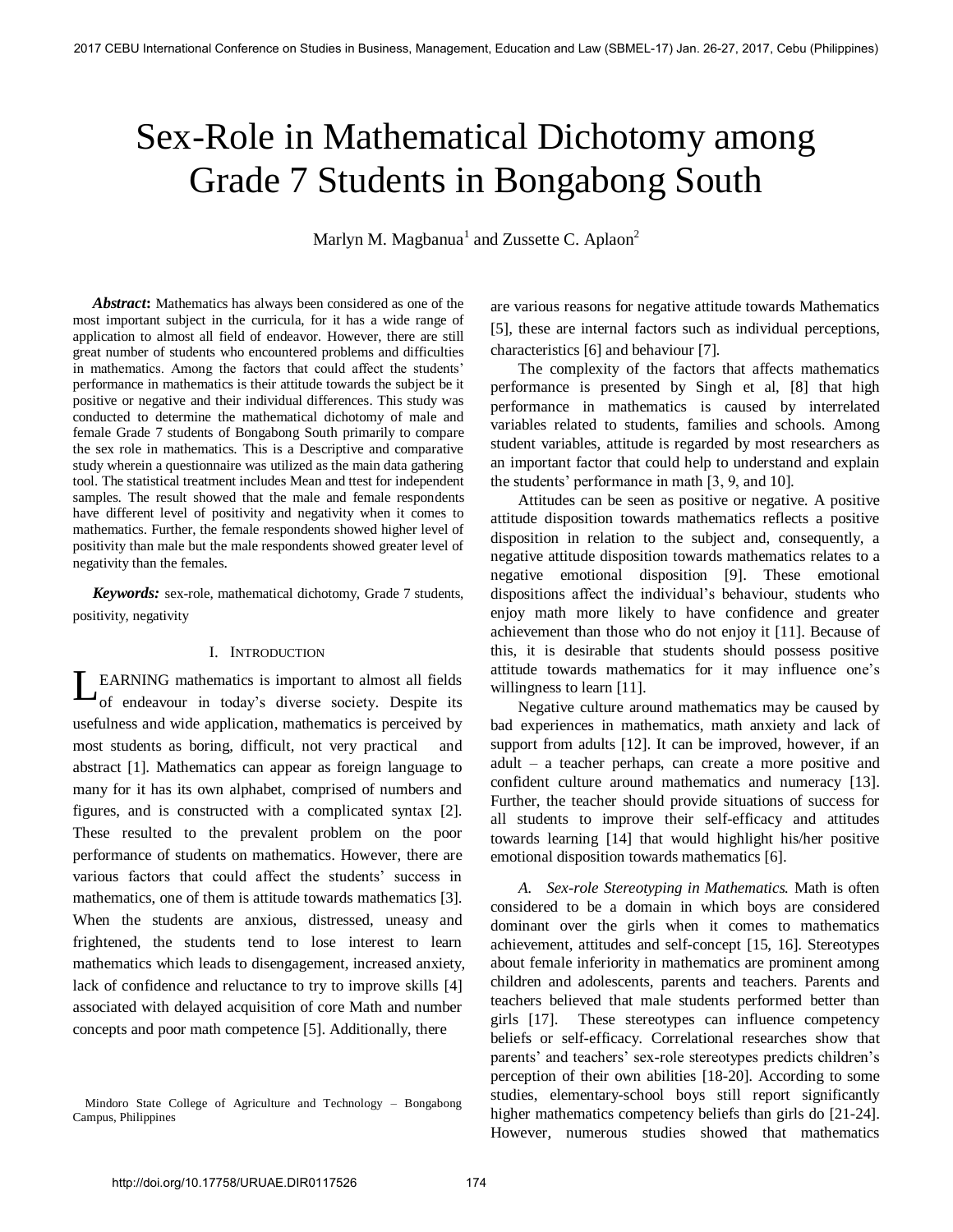# Sex-Role in Mathematical Dichotomy among Grade 7 Students in Bongabong South

Marlyn M. Magbanua[1] and Zussette C. Aplaon[2]

***Abstract*:** Mathematics has always been considered as one of the most important subject in the curricula, for it has a wide range of application to almost all field of endeavor. However, there are still great number of students who encountered problems and difficulties in mathematics. Among the factors that could affect the students' performance in mathematics is their attitude towards the subject be it positive or negative and their individual differences. This study was conducted to determine the mathematical dichotomy of male and female Grade 7 students of Bongabong South primarily to compare the sex role in mathematics. This is a Descriptive and comparative study wherein a questionnaire was utilized as the main data gathering tool. The statistical treatment includes Mean and ttest for independent samples. The result showed that the male and female respondents have different level of positivity and negativity when it comes to mathematics. Further, the female respondents showed higher level of positivity than male but the male respondents showed greater level of negativity than the females.

***Keywords:*** sex-role, mathematical dichotomy, Grade 7 students, positivity, negativity

## I. Introduction

LEARNING mathematics is important to almost all fields of endeavour in today's diverse society. Despite its usefulness and wide application, mathematics is perceived by most students as boring, difficult, not very practical and abstract [1]. Mathematics can appear as foreign language to many for it has its own alphabet, comprised of numbers and figures, and is constructed with a complicated syntax [2]. These resulted to the prevalent problem on the poor performance of students on mathematics. However, there are various factors that could affect the students' success in mathematics, one of them is attitude towards mathematics [3]. When the students are anxious, distressed, uneasy and frightened, the students tend to lose interest to learn mathematics which leads to disengagement, increased anxiety, lack of confidence and reluctance to try to improve skills [4] associated with delayed acquisition of core Math and number concepts and poor math competence [5]. Additionally, there are various reasons for negative attitude towards Mathematics [5], these are internal factors such as individual perceptions, characteristics [6] and behaviour [7].

The complexity of the factors that affects mathematics performance is presented by Singh et al, [8] that high performance in mathematics is caused by interrelated variables related to students, families and schools. Among student variables, attitude is regarded by most researchers as an important factor that could help to understand and explain the students' performance in math [3, 9, and 10].

Attitudes can be seen as positive or negative. A positive attitude disposition towards mathematics reflects a positive disposition in relation to the subject and, consequently, a negative attitude disposition towards mathematics relates to a negative emotional disposition [9]. These emotional dispositions affect the individual's behaviour, students who enjoy math more likely to have confidence and greater achievement than those who do not enjoy it [11]. Because of this, it is desirable that students should possess positive attitude towards mathematics for it may influence one's willingness to learn [11].

Negative culture around mathematics may be caused by bad experiences in mathematics, math anxiety and lack of support from adults [12]. It can be improved, however, if an adult – a teacher perhaps, can create a more positive and confident culture around mathematics and numeracy [13]. Further, the teacher should provide situations of success for all students to improve their self-efficacy and attitudes towards learning [14] that would highlight his/her positive emotional disposition towards mathematics [6].

*A. Sex-role Stereotyping in Mathematics.* Math is often considered to be a domain in which boys are considered dominant over the girls when it comes to mathematics achievement, attitudes and self-concept [15, 16]. Stereotypes about female inferiority in mathematics are prominent among children and adolescents, parents and teachers. Parents and teachers believed that male students performed better than girls [17]. These stereotypes can influence competency beliefs or self-efficacy. Correlational researches show that parents' and teachers' sex-role stereotypes predicts children's perception of their own abilities [18-20]. According to some studies, elementary-school boys still report significantly higher mathematics competency beliefs than girls do [21-24]. However, numerous studies showed that mathematics

Mindoro State College of Agriculture and Technology – Bongabong Campus, Philippines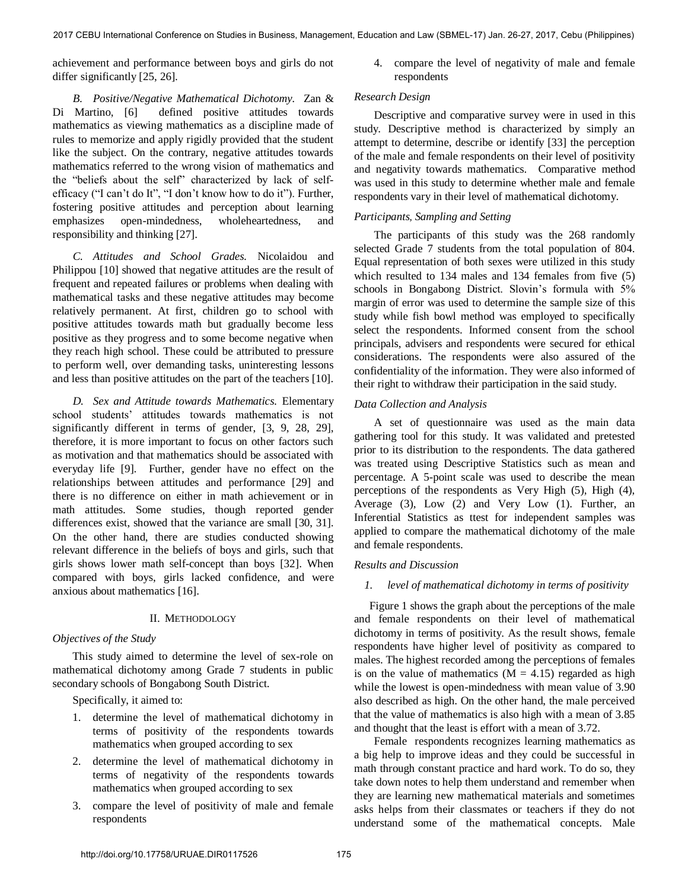achievement and performance between boys and girls do not differ significantly [25, 26].

*B. Positive/Negative Mathematical Dichotomy.* Zan & Di Martino, [6] defined positive attitudes towards mathematics as viewing mathematics as a discipline made of rules to memorize and apply rigidly provided that the student like the subject. On the contrary, negative attitudes towards mathematics referred to the wrong vision of mathematics and the "beliefs about the self" characterized by lack of self-efficacy ("I can't do It", "I don't know how to do it"). Further, fostering positive attitudes and perception about learning emphasizes open-mindedness, wholeheartedness, and responsibility and thinking [27].

*C. Attitudes and School Grades.* Nicolaidou and Philippou [10] showed that negative attitudes are the result of frequent and repeated failures or problems when dealing with mathematical tasks and these negative attitudes may become relatively permanent. At first, children go to school with positive attitudes towards math but gradually become less positive as they progress and to some become negative when they reach high school. These could be attributed to pressure to perform well, over demanding tasks, uninteresting lessons and less than positive attitudes on the part of the teachers [10].

*D. Sex and Attitude towards Mathematics.* Elementary school students' attitudes towards mathematics is not significantly different in terms of gender, [3, 9, 28, 29], therefore, it is more important to focus on other factors such as motivation and that mathematics should be associated with everyday life [9]. Further, gender have no effect on the relationships between attitudes and performance [29] and there is no difference on either in math achievement or in math attitudes. Some studies, though reported gender differences exist, showed that the variance are small [30, 31]. On the other hand, there are studies conducted showing relevant difference in the beliefs of boys and girls, such that girls shows lower math self-concept than boys [32]. When compared with boys, girls lacked confidence, and were anxious about mathematics [16].

## II. Methodology

### *Objectives of the Study*

This study aimed to determine the level of sex-role on mathematical dichotomy among Grade 7 students in public secondary schools of Bongabong South District.

Specifically, it aimed to:

1. determine the level of mathematical dichotomy in terms of positivity of the respondents towards mathematics when grouped according to sex
2. determine the level of mathematical dichotomy in terms of negativity of the respondents towards mathematics when grouped according to sex
3. compare the level of positivity of male and female respondents
4. compare the level of negativity of male and female respondents

### *Research Design*

Descriptive and comparative survey were in used in this study. Descriptive method is characterized by simply an attempt to determine, describe or identify [33] the perception of the male and female respondents on their level of positivity and negativity towards mathematics. Comparative method was used in this study to determine whether male and female respondents vary in their level of mathematical dichotomy.

### *Participants, Sampling and Setting*

The participants of this study was the 268 randomly selected Grade 7 students from the total population of 804. Equal representation of both sexes were utilized in this study which resulted to 134 males and 134 females from five (5) schools in Bongabong District. Slovin's formula with 5% margin of error was used to determine the sample size of this study while fish bowl method was employed to specifically select the respondents. Informed consent from the school principals, advisers and respondents were secured for ethical considerations. The respondents were also assured of the confidentiality of the information. They were also informed of their right to withdraw their participation in the said study.

### *Data Collection and Analysis*

A set of questionnaire was used as the main data gathering tool for this study. It was validated and pretested prior to its distribution to the respondents. The data gathered was treated using Descriptive Statistics such as mean and percentage. A 5-point scale was used to describe the mean perceptions of the respondents as Very High (5), High (4), Average (3), Low (2) and Very Low (1). Further, an Inferential Statistics as ttest for independent samples was applied to compare the mathematical dichotomy of the male and female respondents.

### *Results and Discussion*

*1. level of mathematical dichotomy in terms of positivity*

Figure 1 shows the graph about the perceptions of the male and female respondents on their level of mathematical dichotomy in terms of positivity. As the result shows, female respondents have higher level of positivity as compared to males. The highest recorded among the perceptions of females is on the value of mathematics ($M = 4.15$) regarded as high while the lowest is open-mindedness with mean value of 3.90 also described as high. On the other hand, the male perceived that the value of mathematics is also high with a mean of 3.85 and thought that the least is effort with a mean of 3.72.

Female respondents recognizes learning mathematics as a big help to improve ideas and they could be successful in math through constant practice and hard work. To do so, they take down notes to help them understand and remember when they are learning new mathematical materials and sometimes asks helps from their classmates or teachers if they do not understand some of the mathematical concepts. Male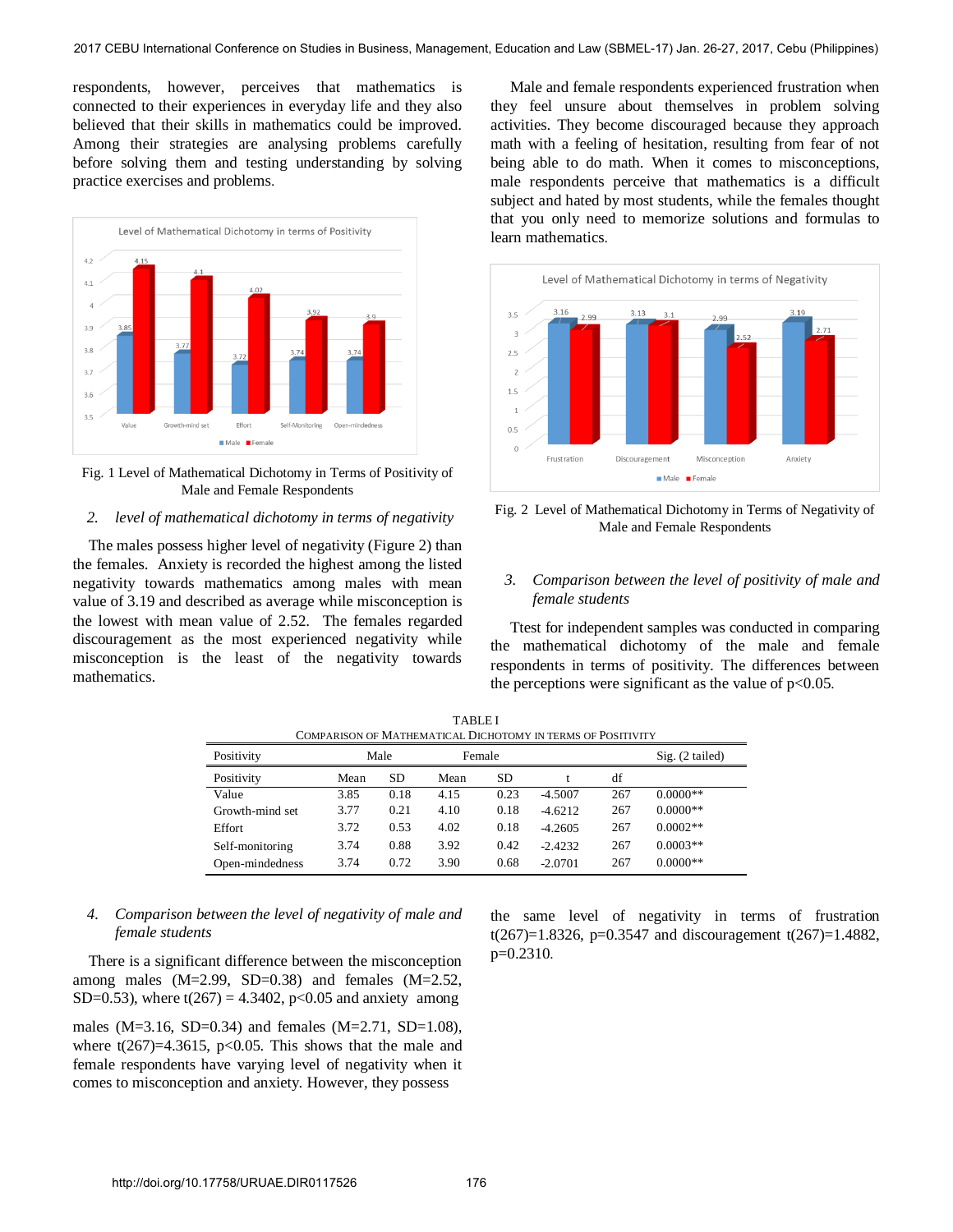respondents, however, perceives that mathematics is connected to their experiences in everyday life and they also believed that their skills in mathematics could be improved. Among their strategies are analysing problems carefully before solving them and testing understanding by solving practice exercises and problems.

Fig. 1 Level of Mathematical Dichotomy in Terms of Positivity of Male and Female Respondents

### 2. *level of mathematical dichotomy in terms of negativity*

The males possess higher level of negativity (Figure 2) than the females. Anxiety is recorded the highest among the listed negativity towards mathematics among males with mean value of 3.19 and described as average while misconception is the lowest with mean value of 2.52. The females regarded discouragement as the most experienced negativity while misconception is the least of the negativity towards mathematics.

Male and female respondents experienced frustration when they feel unsure about themselves in problem solving activities. They become discouraged because they approach math with a feeling of hesitation, resulting from fear of not being able to do math. When it comes to misconceptions, male respondents perceive that mathematics is a difficult subject and hated by most students, while the females thought that you only need to memorize solutions and formulas to learn mathematics.

Fig. 2 Level of Mathematical Dichotomy in Terms of Negativity of Male and Female Respondents

### 3. *Comparison between the level of positivity of male and female students*

Ttest for independent samples was conducted in comparing the mathematical dichotomy of the male and female respondents in terms of positivity. The differences between the perceptions were significant as the value of $p<0.05$.

TABLE I
COMPARISON OF MATHEMATICAL DICHOTOMY IN TERMS OF POSITIVITY

| Positivity | Male | | Female | | | | Sig. (2 tailed) |
|---|---|---|---|---|---|---|---|
| Positivity | Mean | SD | Mean | SD | t | df | |
| Value | 3.85 | 0.18 | 4.15 | 0.23 | -4.5007 | 267 | 0.0000** |
| Growth-mind set | 3.77 | 0.21 | 4.10 | 0.18 | -4.6212 | 267 | 0.0000** |
| Effort | 3.72 | 0.53 | 4.02 | 0.18 | -4.2605 | 267 | 0.0002** |
| Self-monitoring | 3.74 | 0.88 | 3.92 | 0.42 | -2.4232 | 267 | 0.0003** |
| Open-mindedness | 3.74 | 0.72 | 3.90 | 0.68 | -2.0701 | 267 | 0.0000** |

### 4. *Comparison between the level of negativity of male and female students*

There is a significant difference between the misconception among males (M=2.99, SD=0.38) and females (M=2.52, SD=0.53), where $t(267) = 4.3402$, $p<0.05$ and anxiety among males (M=3.16, SD=0.34) and females (M=2.71, SD=1.08), where $t(267)=4.3615$, $p<0.05$. This shows that the male and female respondents have varying level of negativity when it comes to misconception and anxiety. However, they possess the same level of negativity in terms of frustration $t(267)=1.8326$, $p=0.3547$ and discouragement $t(267)=1.4882$, $p=0.2310$.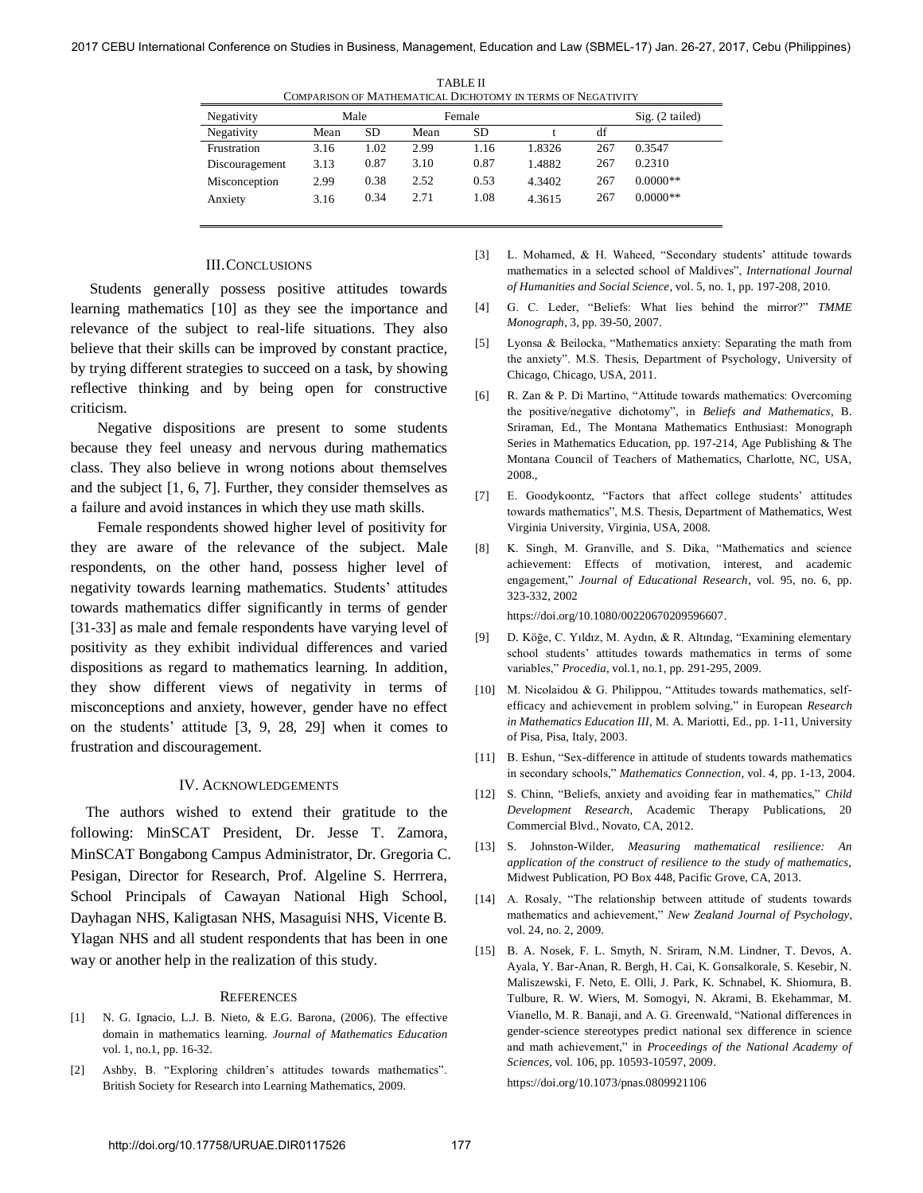TABLE II
COMPARISON OF MATHEMATICAL DICHOTOMY IN TERMS OF NEGATIVITY

| Negativity | Male | | Female | | | | Sig. (2 tailed) |
|---|---|---|---|---|---|---|---|
| Negativity | Mean | SD | Mean | SD | t | df | |
| Frustration | 3.16 | 1.02 | 2.99 | 1.16 | 1.8326 | 267 | 0.3547 |
| Discouragement | 3.13 | 0.87 | 3.10 | 0.87 | 1.4882 | 267 | 0.2310 |
| Misconception | 2.99 | 0.38 | 2.52 | 0.53 | 4.3402 | 267 | 0.0000** |
| Anxiety | 3.16 | 0.34 | 2.71 | 1.08 | 4.3615 | 267 | 0.0000** |

## III. CONCLUSIONS

Students generally possess positive attitudes towards learning mathematics [10] as they see the importance and relevance of the subject to real-life situations. They also believe that their skills can be improved by constant practice, by trying different strategies to succeed on a task, by showing reflective thinking and by being open for constructive criticism.

Negative dispositions are present to some students because they feel uneasy and nervous during mathematics class. They also believe in wrong notions about themselves and the subject [1, 6, 7]. Further, they consider themselves as a failure and avoid instances in which they use math skills.

Female respondents showed higher level of positivity for they are aware of the relevance of the subject. Male respondents, on the other hand, possess higher level of negativity towards learning mathematics. Students' attitudes towards mathematics differ significantly in terms of gender [31-33] as male and female respondents have varying level of positivity as they exhibit individual differences and varied dispositions as regard to mathematics learning. In addition, they show different views of negativity in terms of misconceptions and anxiety, however, gender have no effect on the students' attitude [3, 9, 28, 29] when it comes to frustration and discouragement.

## IV. ACKNOWLEDGEMENTS

The authors wished to extend their gratitude to the following: MinSCAT President, Dr. Jesse T. Zamora, MinSCAT Bongabong Campus Administrator, Dr. Gregoria C. Pesigan, Director for Research, Prof. Algeline S. Herrrera, School Principals of Cawayan National High School, Dayhagan NHS, Kaligtasan NHS, Masaguisi NHS, Vicente B. Ylagan NHS and all student respondents that has been in one way or another help in the realization of this study.

## REFERENCES

[1] N. G. Ignacio, L.J. B. Nieto, & E.G. Barona, (2006). The effective domain in mathematics learning. *Journal of Mathematics Education* vol. 1, no.1, pp. 16-32.

[2] Ashby, B. "Exploring children's attitudes towards mathematics". British Society for Research into Learning Mathematics, 2009.

[3] L. Mohamed, & H. Waheed, "Secondary students' attitude towards mathematics in a selected school of Maldives", *International Journal of Humanities and Social Science*, vol. 5, no. 1, pp. 197-208, 2010.

[4] G. C. Leder, "Beliefs: What lies behind the mirror?" *TMME Monograph*, 3, pp. 39-50, 2007.

[5] Lyonsa & Beilocka, "Mathematics anxiety: Separating the math from the anxiety". M.S. Thesis, Department of Psychology, University of Chicago, Chicago, USA, 2011.

[6] R. Zan & P. Di Martino, "Attitude towards mathematics: Overcoming the positive/negative dichotomy", in *Beliefs and Mathematics*, B. Sriraman, Ed., The Montana Mathematics Enthusiast: Monograph Series in Mathematics Education, pp. 197-214, Age Publishing & The Montana Council of Teachers of Mathematics, Charlotte, NC, USA, 2008.,

[7] E. Goodykoontz, "Factors that affect college students' attitudes towards mathematics", M.S. Thesis, Department of Mathematics, West Virginia University, Virginia, USA, 2008.

[8] K. Singh, M. Granville, and S. Dika, "Mathematics and science achievement: Effects of motivation, interest, and academic engagement," *Journal of Educational Research*, vol. 95, no. 6, pp. 323-332, 2002
https://doi.org/10.1080/00220670209596607.

[9] D. Köğe, C. Yıldız, M. Aydın, & R. Altındag, "Examining elementary school students' attitudes towards mathematics in terms of some variables," *Procedia*, vol.1, no.1, pp. 291-295, 2009.

[10] M. Nicolaidou & G. Philippou, "Attitudes towards mathematics, self-efficacy and achievement in problem solving," in European *Research in Mathematics Education III*, M. A. Mariotti, Ed., pp. 1-11, University of Pisa, Pisa, Italy, 2003.

[11] B. Eshun, "Sex-difference in attitude of students towards mathematics in secondary schools," *Mathematics Connection*, vol. 4, pp. 1-13, 2004.

[12] S. Chinn, "Beliefs, anxiety and avoiding fear in mathematics," *Child Development Research*, Academic Therapy Publications, 20 Commercial Blvd., Novato, CA, 2012.

[13] S. Johnston-Wilder, *Measuring mathematical resilience: An application of the construct of resilience to the study of mathematics*, Midwest Publication, PO Box 448, Pacific Grove, CA, 2013.

[14] A. Rosaly, "The relationship between attitude of students towards mathematics and achievement," *New Zealand Journal of Psychology*, vol. 24, no. 2, 2009.

[15] B. A. Nosek, F. L. Smyth, N. Sriram, N.M. Lindner, T. Devos, A. Ayala, Y. Bar-Anan, R. Bergh, H. Cai, K. Gonsalkorale, S. Kesebir, N. Maliszewski, F. Neto, E. Olli, J. Park, K. Schnabel, K. Shiomura, B. Tulbure, R. W. Wiers, M. Somogyi, N. Akrami, B. Ekehammar, M. Vianello, M. R. Banaji, and A. G. Greenwald, "National differences in gender-science stereotypes predict national sex difference in science and math achievement," in *Proceedings of the National Academy of Sciences*, vol. 106, pp. 10593-10597, 2009.
https://doi.org/10.1073/pnas.0809921106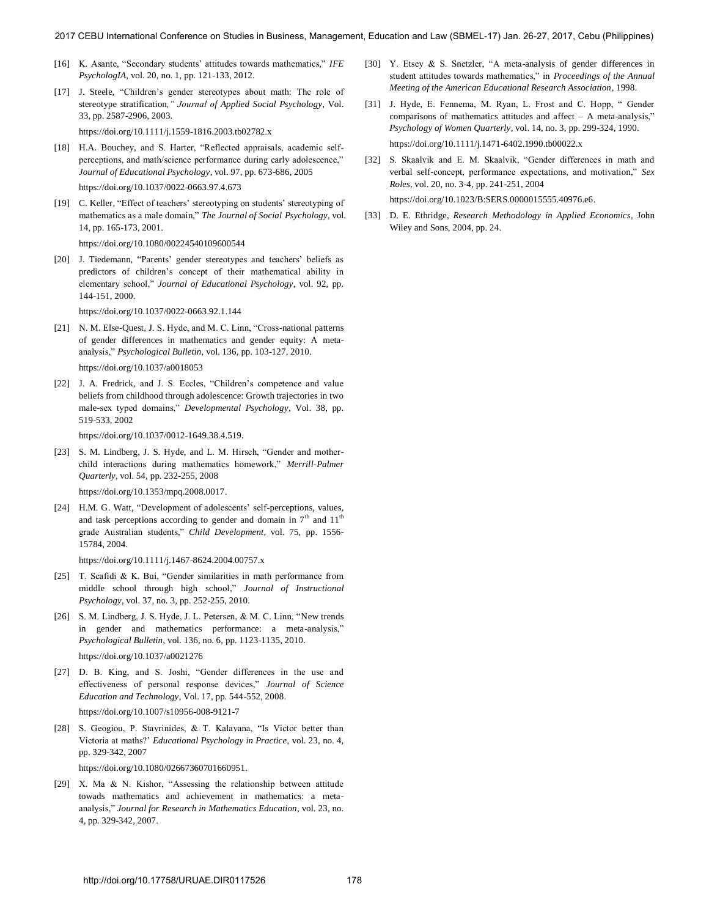[16] K. Asante, "Secondary students' attitudes towards mathematics," *IFE PsychologIA*, vol. 20, no. 1, pp. 121-133, 2012.

[17] J. Steele, "Children's gender stereotypes about math: The role of stereotype stratification*," Journal of Applied Social Psychology*, Vol. 33, pp. 2587-2906, 2003.
https://doi.org/10.1111/j.1559-1816.2003.tb02782.x

[18] H.A. Bouchey, and S. Harter, "Reflected appraisals, academic self-perceptions, and math/science performance during early adolescence," *Journal of Educational Psychology*, vol. 97, pp. 673-686, 2005
https://doi.org/10.1037/0022-0663.97.4.673

[19] C. Keller, "Effect of teachers' stereotyping on students' stereotyping of mathematics as a male domain," *The Journal of Social Psychology*, vol. 14, pp. 165-173, 2001.
https://doi.org/10.1080/00224540109600544

[20] J. Tiedemann, "Parents' gender stereotypes and teachers' beliefs as predictors of children's concept of their mathematical ability in elementary school," *Journal of Educational Psychology*, vol. 92, pp. 144-151, 2000.
https://doi.org/10.1037/0022-0663.92.1.144

[21] N. M. Else-Quest, J. S. Hyde, and M. C. Linn, "Cross-national patterns of gender differences in mathematics and gender equity: A meta-analysis," *Psychological Bulletin*, vol. 136, pp. 103-127, 2010.
https://doi.org/10.1037/a0018053

[22] J. A. Fredrick, and J. S. Eccles, "Children's competence and value beliefs from childhood through adolescence: Growth trajectories in two male-sex typed domains," *Developmental Psychology*, Vol. 38, pp. 519-533, 2002
https://doi.org/10.1037/0012-1649.38.4.519.

[23] S. M. Lindberg, J. S. Hyde, and L. M. Hirsch, "Gender and mother-child interactions during mathematics homework," *Merrill-Palmer Quarterly*, vol. 54, pp. 232-255, 2008
https://doi.org/10.1353/mpq.2008.0017.

[24] H.M. G. Watt, "Development of adolescents' self-perceptions, values, and task perceptions according to gender and domain in 7th and 11th grade Australian students," *Child Development*, vol. 75, pp. 1556-15784, 2004.
https://doi.org/10.1111/j.1467-8624.2004.00757.x

[25] T. Scafidi & K. Bui, "Gender similarities in math performance from middle school through high school," *Journal of Instructional Psychology*, vol. 37, no. 3, pp. 252-255, 2010.

[26] S. M. Lindberg, J. S. Hyde, J. L. Petersen, & M. C. Linn, "New trends in gender and mathematics performance: a meta-analysis," *Psychological Bulletin*, vol. 136, no. 6, pp. 1123-1135, 2010.
https://doi.org/10.1037/a0021276

[27] D. B. King, and S. Joshi, "Gender differences in the use and effectiveness of personal response devices," *Journal of Science Education and Technology*, Vol. 17, pp. 544-552, 2008.
https://doi.org/10.1007/s10956-008-9121-7

[28] S. Geogiou, P. Stavrinides, & T. Kalavana, "Is Victor better than Victoria at maths?' *Educational Psychology in Practice*, vol. 23, no. 4, pp. 329-342, 2007
https://doi.org/10.1080/02667360701660951.

[29] X. Ma & N. Kishor, "Assessing the relationship between attitude towads mathematics and achievement in mathematics: a meta-analysis," *Journal for Research in Mathematics Education*, vol. 23, no. 4, pp. 329-342, 2007.

[30] Y. Etsey & S. Snetzler, "A meta-analysis of gender differences in student attitudes towards mathematics," in *Proceedings of the Annual Meeting of the American Educational Research Association*, 1998.

[31] J. Hyde, E. Fennema, M. Ryan, L. Frost and C. Hopp, " Gender comparisons of mathematics attitudes and affect – A meta-analysis," *Psychology of Women Quarterly*, vol. 14, no. 3, pp. 299-324, 1990.
https://doi.org/10.1111/j.1471-6402.1990.tb00022.x

[32] S. Skaalvik and E. M. Skaalvik, "Gender differences in math and verbal self-concept, performance expectations, and motivation," *Sex Roles*, vol. 20, no. 3-4, pp. 241-251, 2004
https://doi.org/10.1023/B:SERS.0000015555.40976.e6.

[33] D. E. Ethridge, *Research Methodology in Applied Economics*, John Wiley and Sons, 2004, pp. 24.